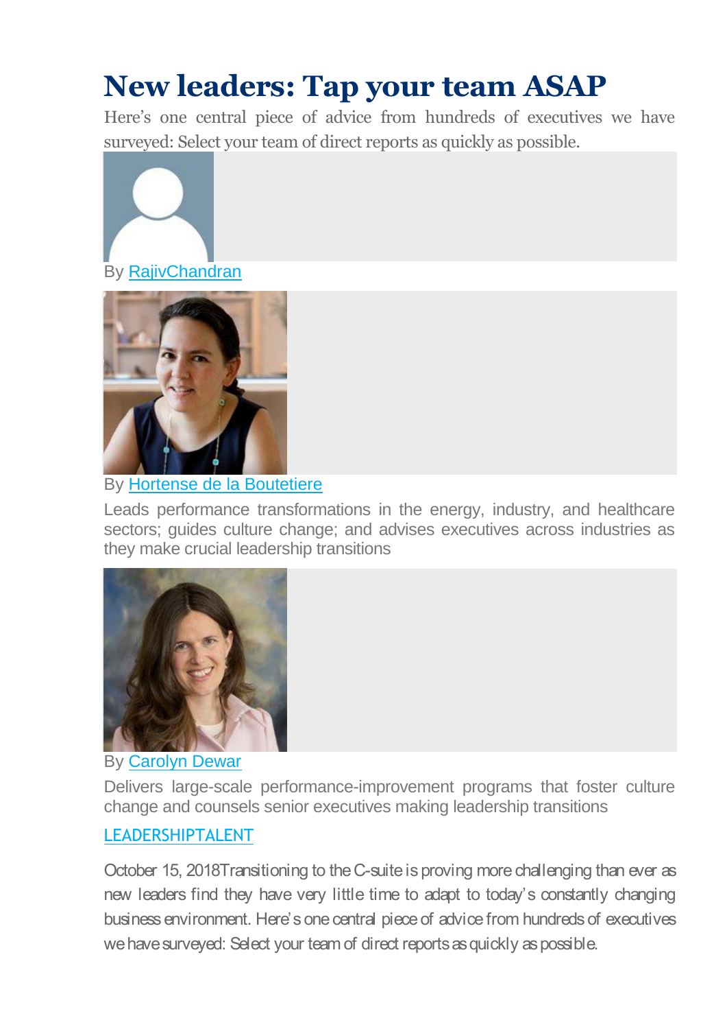# New leaders: Tap your team ASAP

Here's one central piece of advice from hundreds of executives we have surveyed: Select your team of direct reports as quickly as possible.

By [RajivChandran]

By [Hortense de la Boutetiere]

Leads performance transformations in the energy, industry, and healthcare sectors; guides culture change; and advises executives across industries as they make crucial leadership transitions

By [Carolyn Dewar]

Delivers large-scale performance-improvement programs that foster culture change and counsels senior executives making leadership transitions

[LEADERSHIPTALENT]

October 15, 2018Transitioning to the C-suite is proving more challenging than ever as new leaders find they have very little time to adapt to today's constantly changing business environment. Here's one central piece of advice from hundreds of executives we have surveyed: Select your team of direct reports as quickly as possible.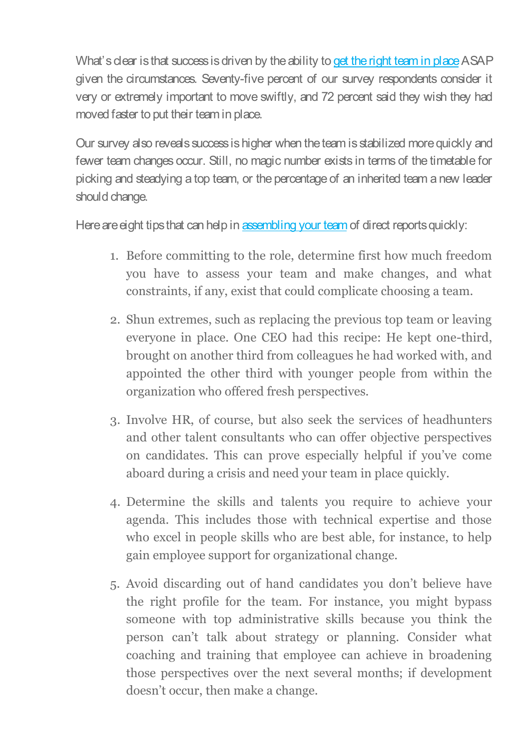What's clear is that success is driven by the ability to get the right team in place ASAP given the circumstances. Seventy-five percent of our survey respondents consider it very or extremely important to move swiftly, and 72 percent said they wish they had moved faster to put their team in place.

Our survey also reveals success is higher when the team is stabilized more quickly and fewer team changes occur. Still, no magic number exists in terms of the timetable for picking and steadying a top team, or the percentage of an inherited team a new leader should change.

Here are eight tips that can help in assembling your team of direct reports quickly:

1. Before committing to the role, determine first how much freedom you have to assess your team and make changes, and what constraints, if any, exist that could complicate choosing a team.
2. Shun extremes, such as replacing the previous top team or leaving everyone in place. One CEO had this recipe: He kept one-third, brought on another third from colleagues he had worked with, and appointed the other third with younger people from within the organization who offered fresh perspectives.
3. Involve HR, of course, but also seek the services of headhunters and other talent consultants who can offer objective perspectives on candidates. This can prove especially helpful if you've come aboard during a crisis and need your team in place quickly.
4. Determine the skills and talents you require to achieve your agenda. This includes those with technical expertise and those who excel in people skills who are best able, for instance, to help gain employee support for organizational change.
5. Avoid discarding out of hand candidates you don't believe have the right profile for the team. For instance, you might bypass someone with top administrative skills because you think the person can't talk about strategy or planning. Consider what coaching and training that employee can achieve in broadening those perspectives over the next several months; if development doesn't occur, then make a change.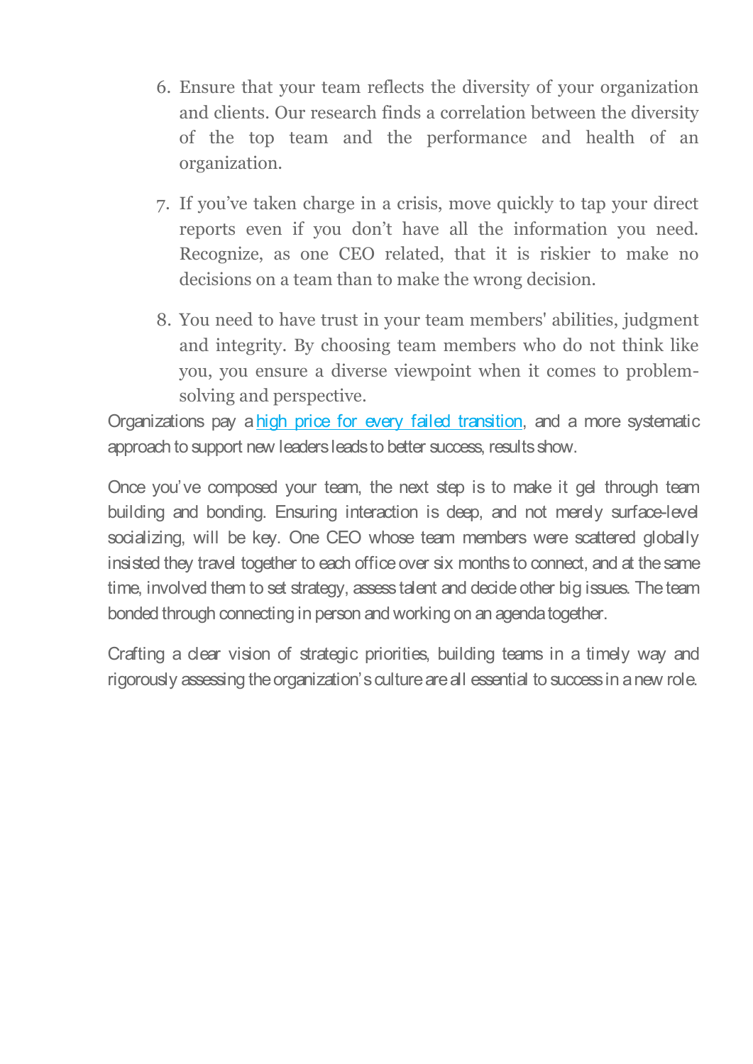6. Ensure that your team reflects the diversity of your organization and clients. Our research finds a correlation between the diversity of the top team and the performance and health of an organization.

7. If you've taken charge in a crisis, move quickly to tap your direct reports even if you don't have all the information you need. Recognize, as one CEO related, that it is riskier to make no decisions on a team than to make the wrong decision.

8. You need to have trust in your team members' abilities, judgment and integrity. By choosing team members who do not think like you, you ensure a diverse viewpoint when it comes to problem-solving and perspective.

Organizations pay a high price for every failed transition, and a more systematic approach to support new leaders leads to better success, results show.

Once you've composed your team, the next step is to make it gel through team building and bonding. Ensuring interaction is deep, and not merely surface-level socializing, will be key. One CEO whose team members were scattered globally insisted they travel together to each office over six months to connect, and at the same time, involved them to set strategy, assess talent and decide other big issues. The team bonded through connecting in person and working on an agenda together.

Crafting a clear vision of strategic priorities, building teams in a timely way and rigorously assessing the organization's culture are all essential to success in a new role.